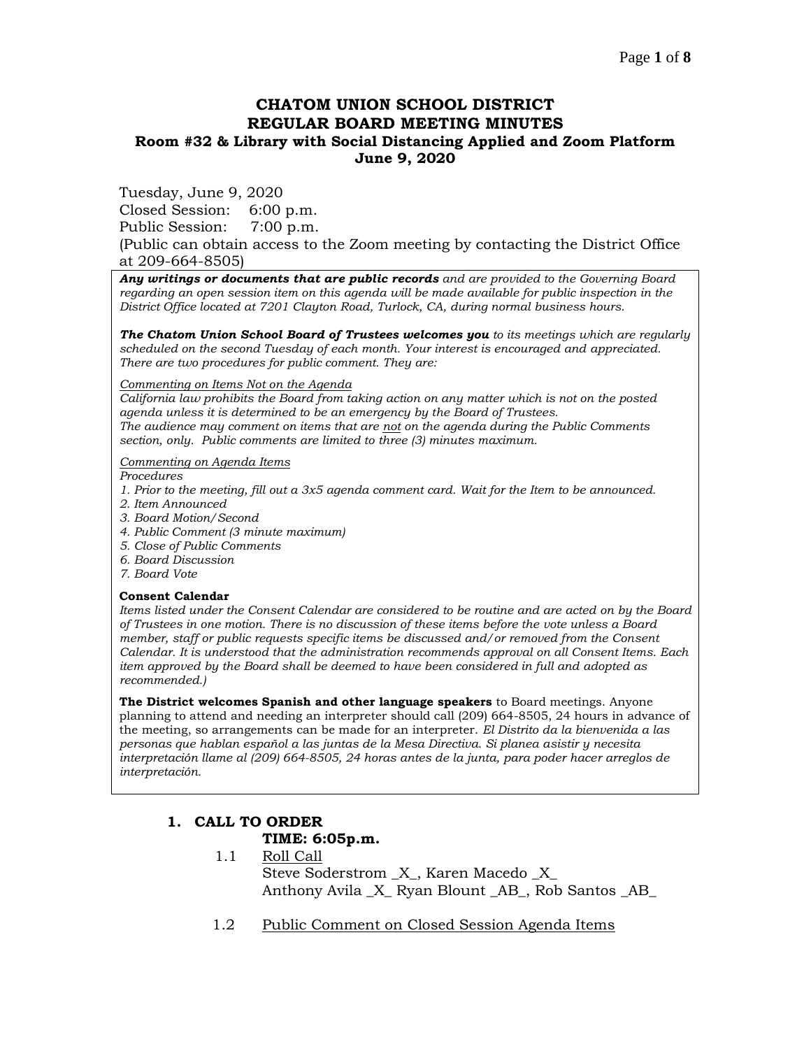# CHATOM UNION SCHOOL DISTRICT
# REGULAR BOARD MEETING MINUTES
### Room #32 & Library with Social Distancing Applied and Zoom Platform
### June 9, 2020

Tuesday, June 9, 2020
Closed Session: 6:00 p.m.
Public Session: 7:00 p.m.
(Public can obtain access to the Zoom meeting by contacting the District Office at 209-664-8505)

***Any writings or documents that are public records*** *and are provided to the Governing Board regarding an open session item on this agenda will be made available for public inspection in the District Office located at 7201 Clayton Road, Turlock, CA, during normal business hours.*

***The Chatom Union School Board of Trustees welcomes you*** *to its meetings which are regularly scheduled on the second Tuesday of each month. Your interest is encouraged and appreciated. There are two procedures for public comment. They are:*

*Commenting on Items Not on the Agenda*
*California law prohibits the Board from taking action on any matter which is not on the posted agenda unless it is determined to be an emergency by the Board of Trustees.*
*The audience may comment on items that are not on the agenda during the Public Comments section, only. Public comments are limited to three (3) minutes maximum.*

*Commenting on Agenda Items*
*Procedures*
*1. Prior to the meeting, fill out a 3x5 agenda comment card. Wait for the Item to be announced.*
*2. Item Announced*
*3. Board Motion/Second*
*4. Public Comment (3 minute maximum)*
*5. Close of Public Comments*
*6. Board Discussion*
*7. Board Vote*

**Consent Calendar**
*Items listed under the Consent Calendar are considered to be routine and are acted on by the Board of Trustees in one motion. There is no discussion of these items before the vote unless a Board member, staff or public requests specific items be discussed and/or removed from the Consent Calendar. It is understood that the administration recommends approval on all Consent Items. Each item approved by the Board shall be deemed to have been considered in full and adopted as recommended.)*

**The District welcomes Spanish and other language speakers** to Board meetings. Anyone planning to attend and needing an interpreter should call (209) 664-8505, 24 hours in advance of the meeting, so arrangements can be made for an interpreter. *El Distrito da la bienvenida a las personas que hablan español a las juntas de la Mesa Directiva. Si planea asistir y necesita interpretación llame al (209) 664-8505, 24 horas antes de la junta, para poder hacer arreglos de interpretación.*

## 1. CALL TO ORDER

**TIME: 6:05p.m.**

1.1 Roll Call
Steve Soderstrom _X_, Karen Macedo _X_
Anthony Avila _X_ Ryan Blount _AB_, Rob Santos _AB_

1.2 Public Comment on Closed Session Agenda Items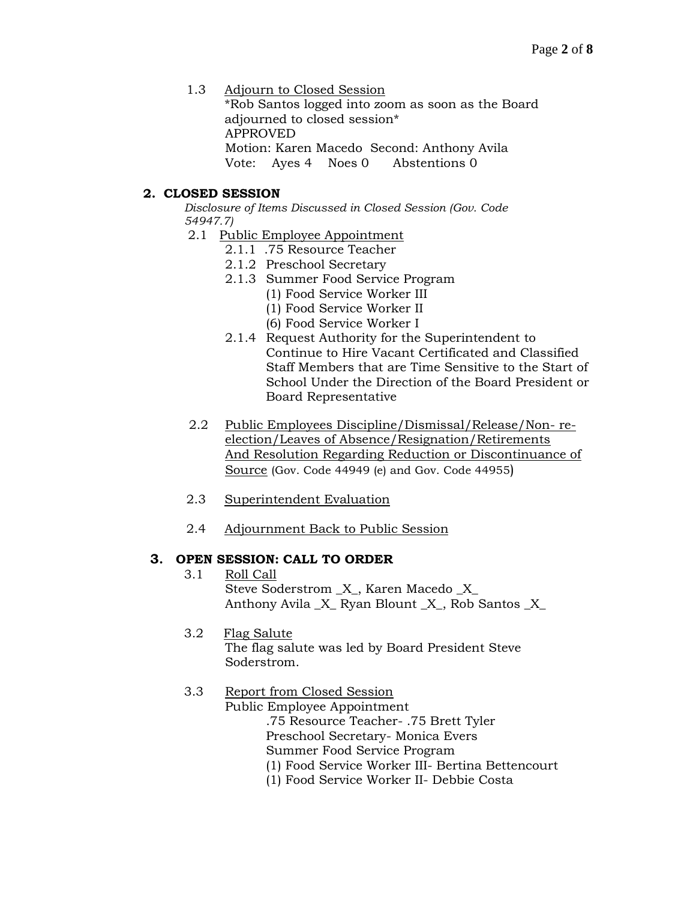1.3 Adjourn to Closed Session
*Rob Santos logged into zoom as soon as the Board adjourned to closed session*
APPROVED
Motion: Karen Macedo  Second: Anthony Avila
Vote: Ayes 4  Noes 0  Abstentions 0

## 2. CLOSED SESSION

*Disclosure of Items Discussed in Closed Session (Gov. Code 54947.7)*

2.1 Public Employee Appointment
- 2.1.1 .75 Resource Teacher
- 2.1.2 Preschool Secretary
- 2.1.3 Summer Food Service Program
  - (1) Food Service Worker III
  - (1) Food Service Worker II
  - (6) Food Service Worker I
- 2.1.4 Request Authority for the Superintendent to Continue to Hire Vacant Certificated and Classified Staff Members that are Time Sensitive to the Start of School Under the Direction of the Board President or Board Representative

2.2 Public Employees Discipline/Dismissal/Release/Non- re-election/Leaves of Absence/Resignation/Retirements And Resolution Regarding Reduction or Discontinuance of Source (Gov. Code 44949 (e) and Gov. Code 44955)

2.3 Superintendent Evaluation

2.4 Adjournment Back to Public Session

## 3. OPEN SESSION: CALL TO ORDER

3.1 Roll Call
Steve Soderstrom _X_, Karen Macedo _X_
Anthony Avila _X_ Ryan Blount _X_, Rob Santos _X_

3.2 Flag Salute
The flag salute was led by Board President Steve Soderstrom.

3.3 Report from Closed Session
Public Employee Appointment
- .75 Resource Teacher- .75 Brett Tyler
- Preschool Secretary- Monica Evers
- Summer Food Service Program
- (1) Food Service Worker III- Bertina Bettencourt
- (1) Food Service Worker II- Debbie Costa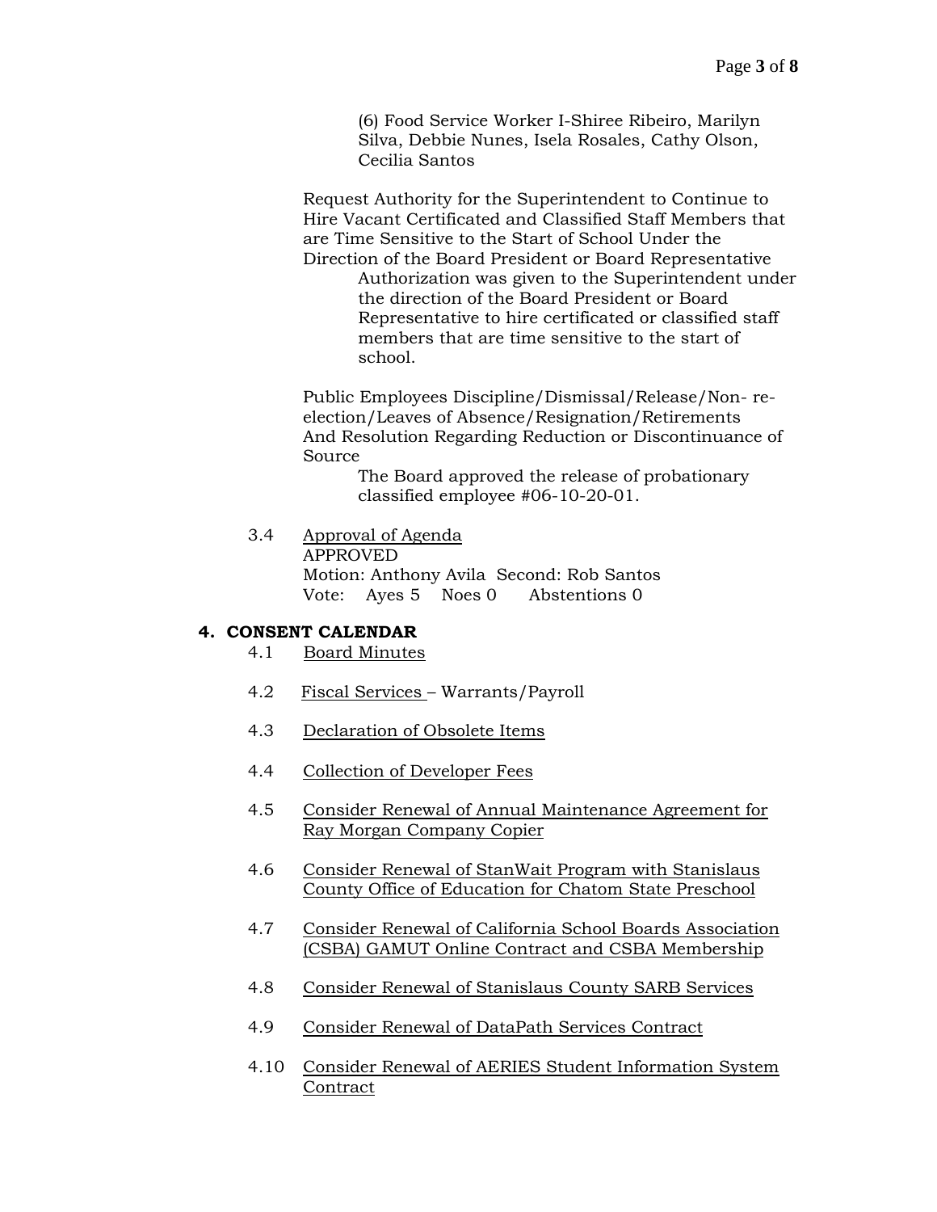(6) Food Service Worker I-Shiree Ribeiro, Marilyn Silva, Debbie Nunes, Isela Rosales, Cathy Olson, Cecilia Santos

Request Authority for the Superintendent to Continue to Hire Vacant Certificated and Classified Staff Members that are Time Sensitive to the Start of School Under the Direction of the Board President or Board Representative

Authorization was given to the Superintendent under the direction of the Board President or Board Representative to hire certificated or classified staff members that are time sensitive to the start of school.

Public Employees Discipline/Dismissal/Release/Non- re-election/Leaves of Absence/Resignation/Retirements And Resolution Regarding Reduction or Discontinuance of Source

The Board approved the release of probationary classified employee #06-10-20-01.

3.4 Approval of Agenda
APPROVED
Motion: Anthony Avila Second: Rob Santos
Vote: Ayes 5 Noes 0 Abstentions 0

## 4. CONSENT CALENDAR

4.1 Board Minutes

4.2 Fiscal Services – Warrants/Payroll

4.3 Declaration of Obsolete Items

4.4 Collection of Developer Fees

4.5 Consider Renewal of Annual Maintenance Agreement for Ray Morgan Company Copier

4.6 Consider Renewal of StanWait Program with Stanislaus County Office of Education for Chatom State Preschool

4.7 Consider Renewal of California School Boards Association (CSBA) GAMUT Online Contract and CSBA Membership

4.8 Consider Renewal of Stanislaus County SARB Services

4.9 Consider Renewal of DataPath Services Contract

4.10 Consider Renewal of AERIES Student Information System Contract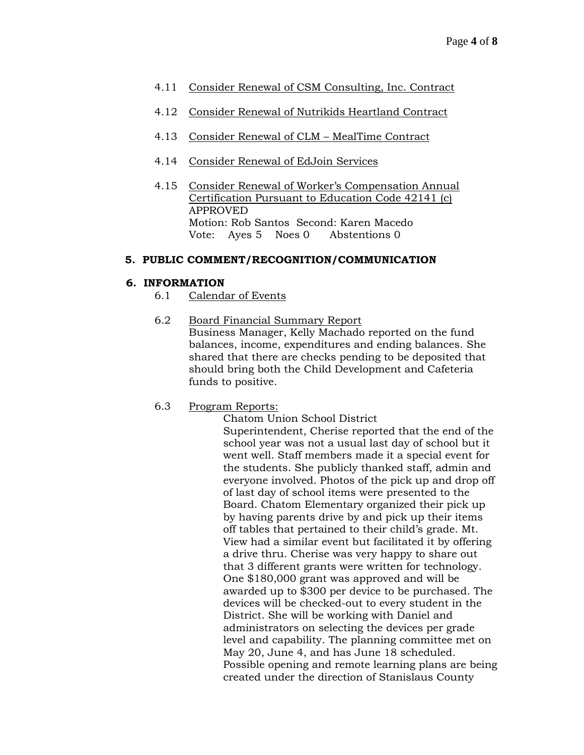4.11 Consider Renewal of CSM Consulting, Inc. Contract

4.12 Consider Renewal of Nutrikids Heartland Contract

4.13 Consider Renewal of CLM – MealTime Contract

4.14 Consider Renewal of EdJoin Services

4.15 Consider Renewal of Worker's Compensation Annual Certification Pursuant to Education Code 42141 (c)
APPROVED
Motion: Rob Santos Second: Karen Macedo
Vote: Ayes 5 Noes 0 Abstentions 0

## 5. PUBLIC COMMENT/RECOGNITION/COMMUNICATION

## 6. INFORMATION

6.1 Calendar of Events

6.2 Board Financial Summary Report
Business Manager, Kelly Machado reported on the fund balances, income, expenditures and ending balances. She shared that there are checks pending to be deposited that should bring both the Child Development and Cafeteria funds to positive.

6.3 Program Reports:

Chatom Union School District
Superintendent, Cherise reported that the end of the school year was not a usual last day of school but it went well. Staff members made it a special event for the students. She publicly thanked staff, admin and everyone involved. Photos of the pick up and drop off of last day of school items were presented to the Board. Chatom Elementary organized their pick up by having parents drive by and pick up their items off tables that pertained to their child's grade. Mt. View had a similar event but facilitated it by offering a drive thru. Cherise was very happy to share out that 3 different grants were written for technology. One $180,000 grant was approved and will be awarded up to $300 per device to be purchased. The devices will be checked-out to every student in the District. She will be working with Daniel and administrators on selecting the devices per grade level and capability. The planning committee met on May 20, June 4, and has June 18 scheduled. Possible opening and remote learning plans are being created under the direction of Stanislaus County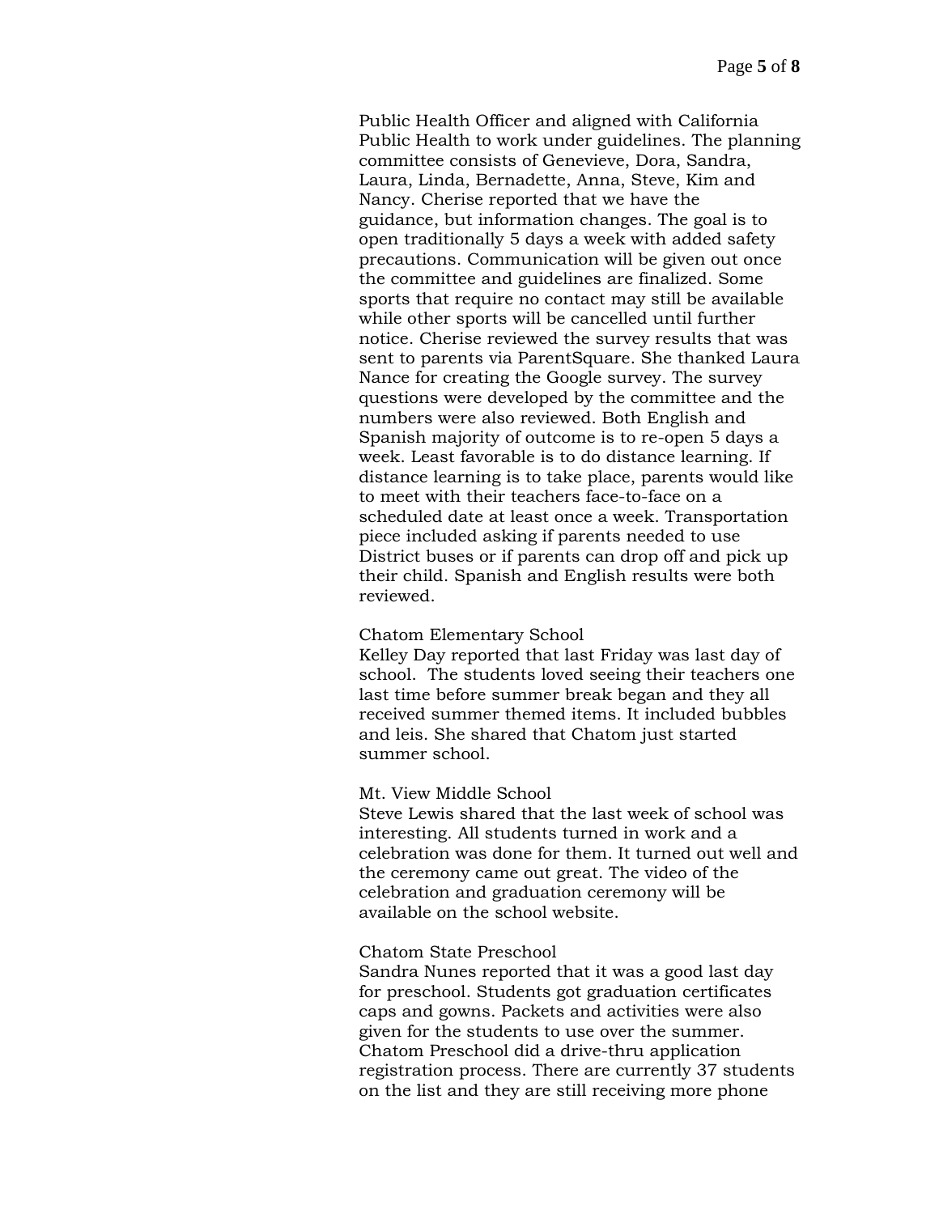Public Health Officer and aligned with California Public Health to work under guidelines. The planning committee consists of Genevieve, Dora, Sandra, Laura, Linda, Bernadette, Anna, Steve, Kim and Nancy. Cherise reported that we have the guidance, but information changes. The goal is to open traditionally 5 days a week with added safety precautions. Communication will be given out once the committee and guidelines are finalized. Some sports that require no contact may still be available while other sports will be cancelled until further notice. Cherise reviewed the survey results that was sent to parents via ParentSquare. She thanked Laura Nance for creating the Google survey. The survey questions were developed by the committee and the numbers were also reviewed. Both English and Spanish majority of outcome is to re-open 5 days a week. Least favorable is to do distance learning. If distance learning is to take place, parents would like to meet with their teachers face-to-face on a scheduled date at least once a week. Transportation piece included asking if parents needed to use District buses or if parents can drop off and pick up their child. Spanish and English results were both reviewed.

Chatom Elementary School
Kelley Day reported that last Friday was last day of school. The students loved seeing their teachers one last time before summer break began and they all received summer themed items. It included bubbles and leis. She shared that Chatom just started summer school.

Mt. View Middle School
Steve Lewis shared that the last week of school was interesting. All students turned in work and a celebration was done for them. It turned out well and the ceremony came out great. The video of the celebration and graduation ceremony will be available on the school website.

Chatom State Preschool
Sandra Nunes reported that it was a good last day for preschool. Students got graduation certificates caps and gowns. Packets and activities were also given for the students to use over the summer. Chatom Preschool did a drive-thru application registration process. There are currently 37 students on the list and they are still receiving more phone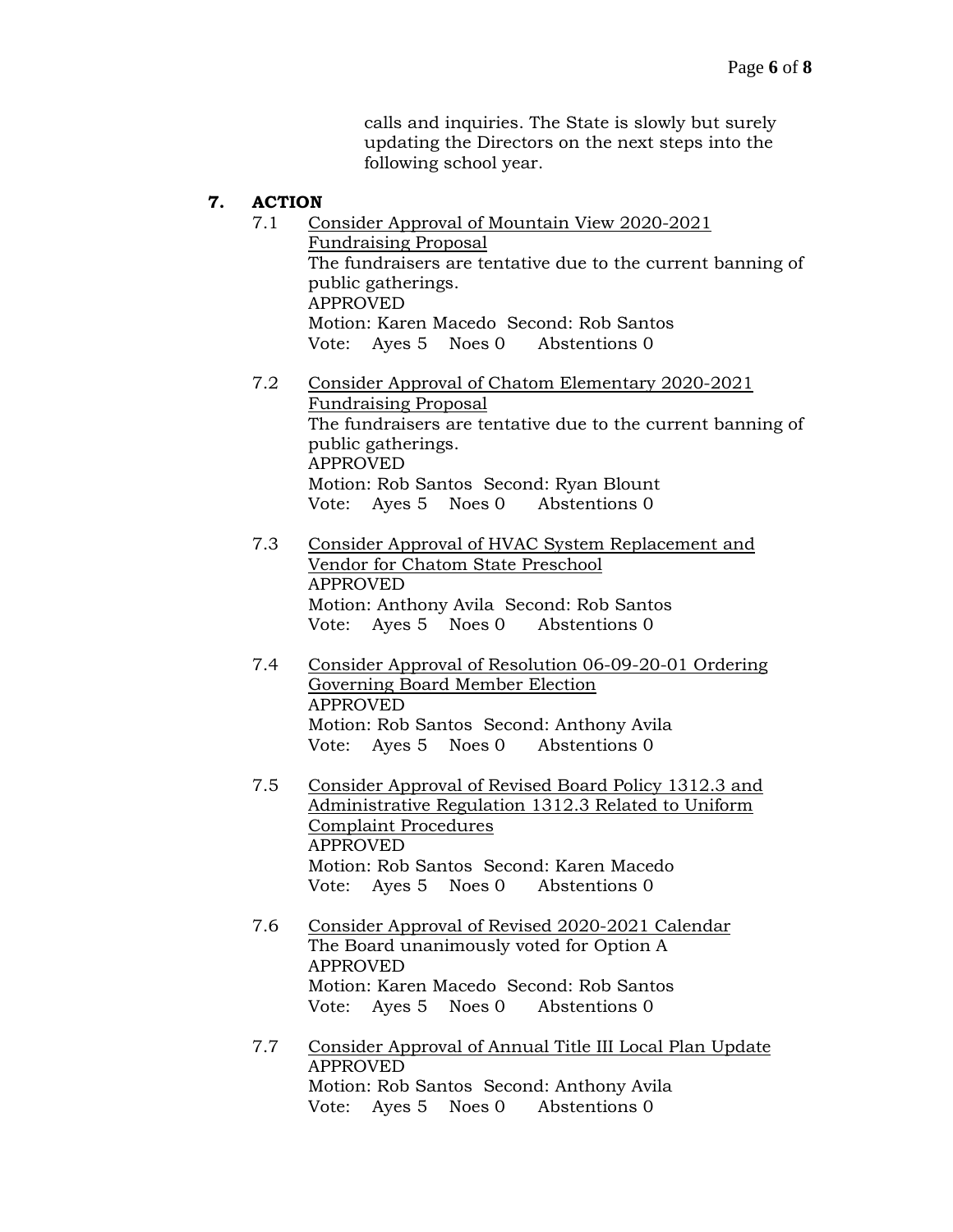calls and inquiries. The State is slowly but surely updating the Directors on the next steps into the following school year.

## 7. ACTION

7.1 <u>Consider Approval of Mountain View 2020-2021 Fundraising Proposal</u>
The fundraisers are tentative due to the current banning of public gatherings.
APPROVED
Motion: Karen Macedo Second: Rob Santos
Vote: Ayes 5 Noes 0 Abstentions 0

7.2 <u>Consider Approval of Chatom Elementary 2020-2021 Fundraising Proposal</u>
The fundraisers are tentative due to the current banning of public gatherings.
APPROVED
Motion: Rob Santos Second: Ryan Blount
Vote: Ayes 5 Noes 0 Abstentions 0

7.3 <u>Consider Approval of HVAC System Replacement and Vendor for Chatom State Preschool</u>
APPROVED
Motion: Anthony Avila Second: Rob Santos
Vote: Ayes 5 Noes 0 Abstentions 0

7.4 <u>Consider Approval of Resolution 06-09-20-01 Ordering Governing Board Member Election</u>
APPROVED
Motion: Rob Santos Second: Anthony Avila
Vote: Ayes 5 Noes 0 Abstentions 0

7.5 <u>Consider Approval of Revised Board Policy 1312.3 and Administrative Regulation 1312.3 Related to Uniform Complaint Procedures</u>
APPROVED
Motion: Rob Santos Second: Karen Macedo
Vote: Ayes 5 Noes 0 Abstentions 0

7.6 <u>Consider Approval of Revised 2020-2021 Calendar</u>
The Board unanimously voted for Option A
APPROVED
Motion: Karen Macedo Second: Rob Santos
Vote: Ayes 5 Noes 0 Abstentions 0

7.7 <u>Consider Approval of Annual Title III Local Plan Update</u>
APPROVED
Motion: Rob Santos Second: Anthony Avila
Vote: Ayes 5 Noes 0 Abstentions 0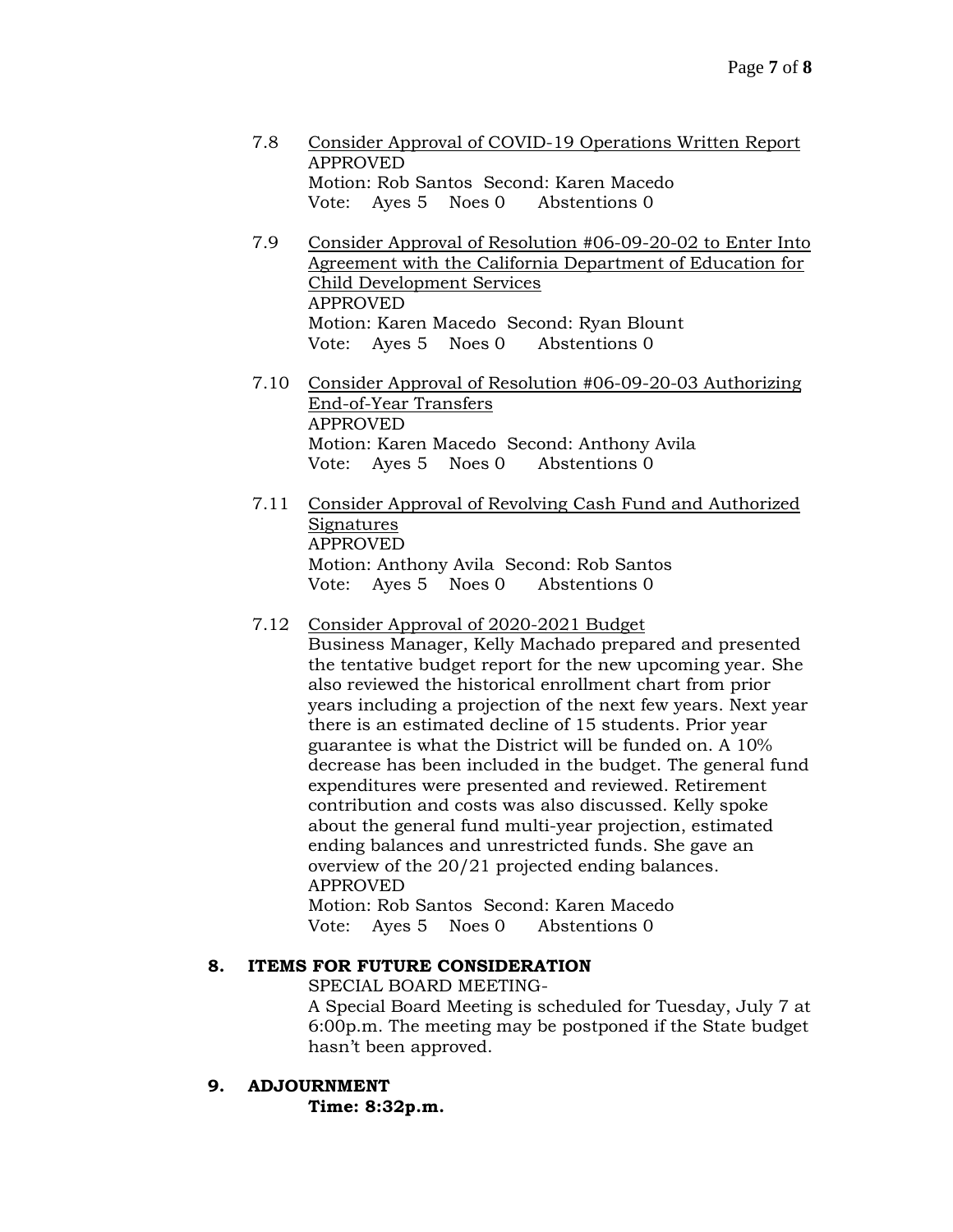7.8 Consider Approval of COVID-19 Operations Written Report
APPROVED
Motion: Rob Santos Second: Karen Macedo
Vote: Ayes 5 Noes 0 Abstentions 0

7.9 Consider Approval of Resolution #06-09-20-02 to Enter Into Agreement with the California Department of Education for Child Development Services
APPROVED
Motion: Karen Macedo Second: Ryan Blount
Vote: Ayes 5 Noes 0 Abstentions 0

7.10 Consider Approval of Resolution #06-09-20-03 Authorizing End-of-Year Transfers
APPROVED
Motion: Karen Macedo Second: Anthony Avila
Vote: Ayes 5 Noes 0 Abstentions 0

7.11 Consider Approval of Revolving Cash Fund and Authorized Signatures
APPROVED
Motion: Anthony Avila Second: Rob Santos
Vote: Ayes 5 Noes 0 Abstentions 0

7.12 Consider Approval of 2020-2021 Budget
Business Manager, Kelly Machado prepared and presented the tentative budget report for the new upcoming year. She also reviewed the historical enrollment chart from prior years including a projection of the next few years. Next year there is an estimated decline of 15 students. Prior year guarantee is what the District will be funded on. A 10% decrease has been included in the budget. The general fund expenditures were presented and reviewed. Retirement contribution and costs was also discussed. Kelly spoke about the general fund multi-year projection, estimated ending balances and unrestricted funds. She gave an overview of the 20/21 projected ending balances.
APPROVED
Motion: Rob Santos Second: Karen Macedo
Vote: Ayes 5 Noes 0 Abstentions 0

## 8. ITEMS FOR FUTURE CONSIDERATION

SPECIAL BOARD MEETING-
A Special Board Meeting is scheduled for Tuesday, July 7 at 6:00p.m. The meeting may be postponed if the State budget hasn't been approved.

## 9. ADJOURNMENT

**Time: 8:32p.m.**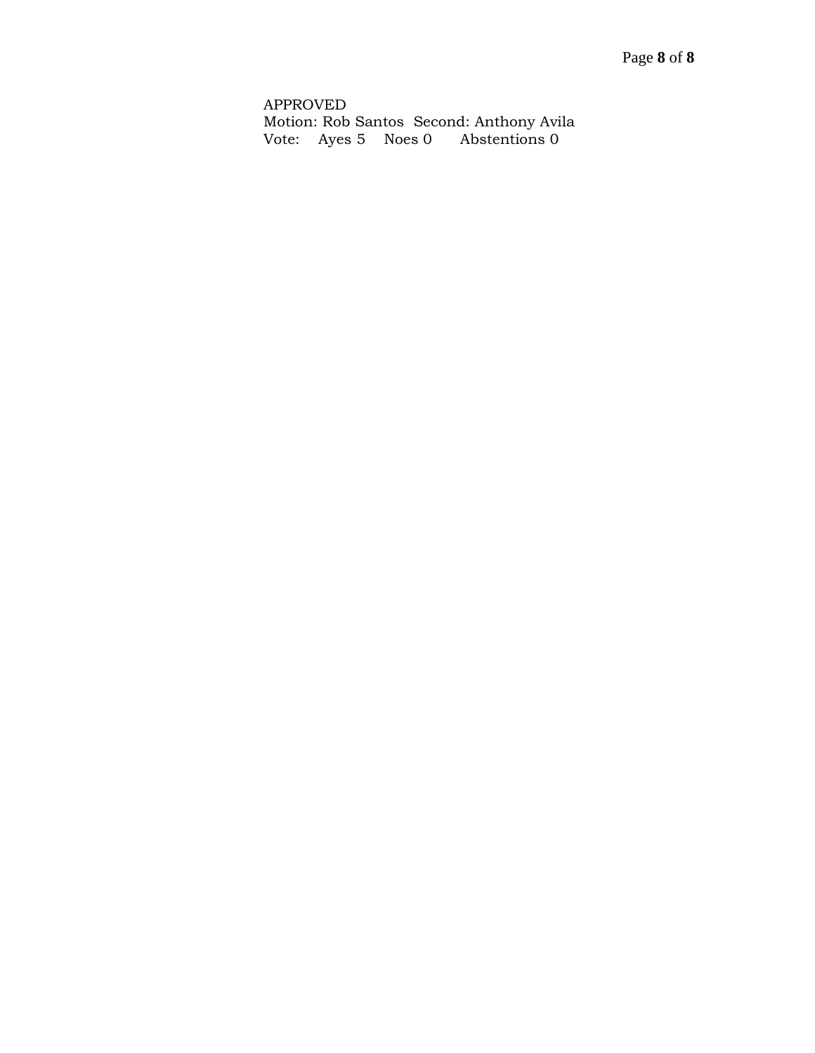APPROVED
Motion: Rob Santos Second: Anthony Avila
Vote: Ayes 5 Noes 0 Abstentions 0